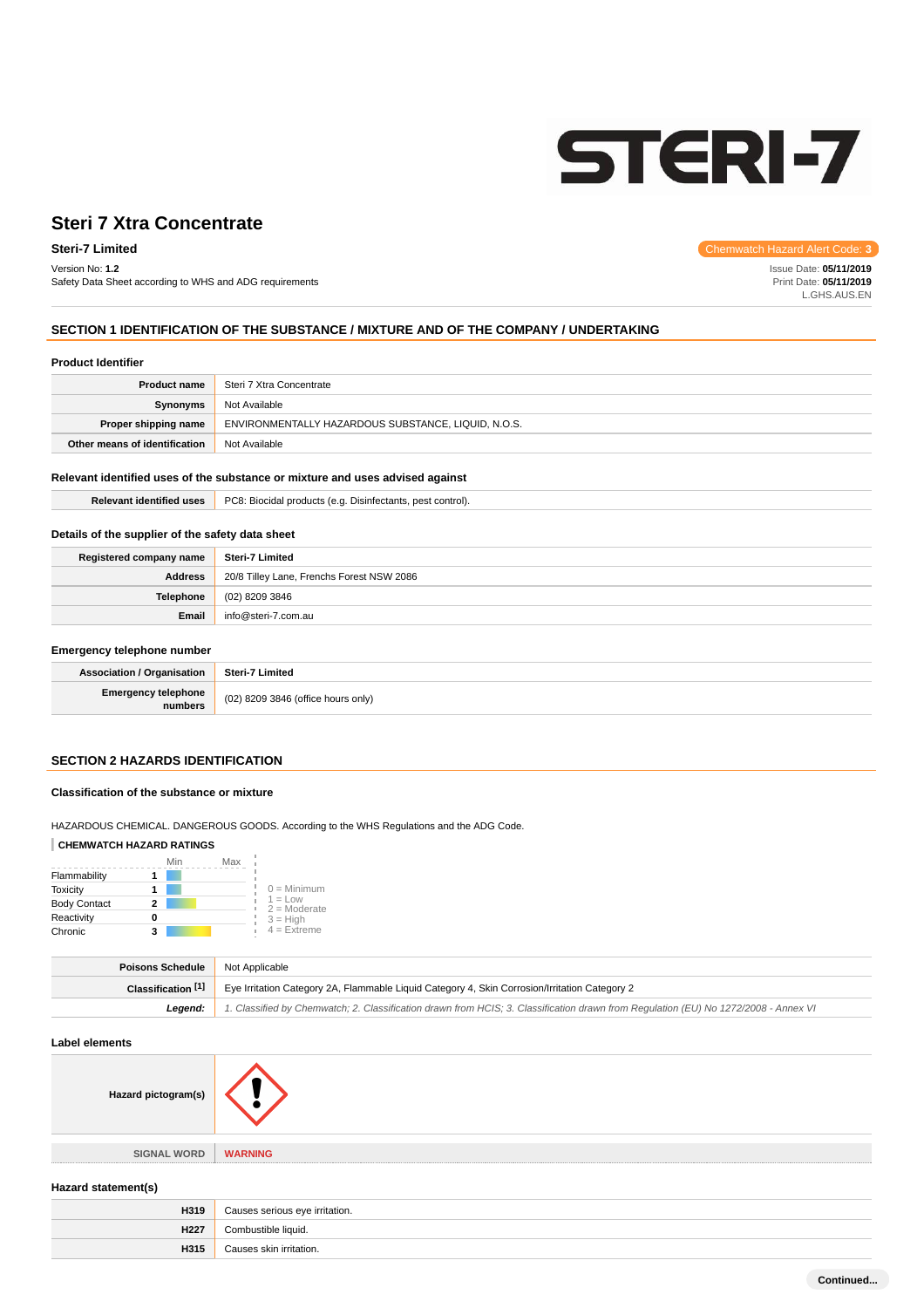# Steri 7 Xtra Concentrate

**Steri-7 Limited**

Version No: **1.2**
Safety Data Sheet according to WHS and ADG requirements

Chemwatch Hazard Alert Code: **3**

Issue Date: **05/11/2019**
Print Date: **05/11/2019**
L.GHS.AUS.EN

## SECTION 1 IDENTIFICATION OF THE SUBSTANCE / MIXTURE AND OF THE COMPANY / UNDERTAKING

### Product Identifier

| | |
|---|---|
| **Product name** | Steri 7 Xtra Concentrate |
| **Synonyms** | Not Available |
| **Proper shipping name** | ENVIRONMENTALLY HAZARDOUS SUBSTANCE, LIQUID, N.O.S. |
| **Other means of identification** | Not Available |

### Relevant identified uses of the substance or mixture and uses advised against

| | |
|---|---|
| **Relevant identified uses** | PC8: Biocidal products (e.g. Disinfectants, pest control). |

### Details of the supplier of the safety data sheet

| | |
|---|---|
| **Registered company name** | **Steri-7 Limited** |
| **Address** | 20/8 Tilley Lane, Frenchs Forest NSW 2086 |
| **Telephone** | (02) 8209 3846 |
| **Email** | info@steri-7.com.au |

### Emergency telephone number

| | |
|---|---|
| **Association / Organisation** | **Steri-7 Limited** |
| **Emergency telephone numbers** | (02) 8209 3846 (office hours only) |

## SECTION 2 HAZARDS IDENTIFICATION

### Classification of the substance or mixture

HAZARDOUS CHEMICAL. DANGEROUS GOODS. According to the WHS Regulations and the ADG Code.

**CHEMWATCH HAZARD RATINGS**

| | Rating |
|---|---|
| Flammability | 1 |
| Toxicity | 1 |
| Body Contact | 2 |
| Reactivity | 0 |
| Chronic | 3 |

0 = Minimum
1 = Low
2 = Moderate
3 = High
4 = Extreme

| | |
|---|---|
| **Poisons Schedule** | Not Applicable |
| **Classification [1]** | Eye Irritation Category 2A, Flammable Liquid Category 4, Skin Corrosion/Irritation Category 2 |
| ***Legend:*** | *1. Classified by Chemwatch; 2. Classification drawn from HCIS; 3. Classification drawn from Regulation (EU) No 1272/2008 - Annex VI* |

### Label elements

| | |
|---|---|
| **Hazard pictogram(s)** | |
| SIGNAL WORD | WARNING |

### Hazard statement(s)

| | |
|---|---|
| **H319** | Causes serious eye irritation. |
| **H227** | Combustible liquid. |
| **H315** | Causes skin irritation. |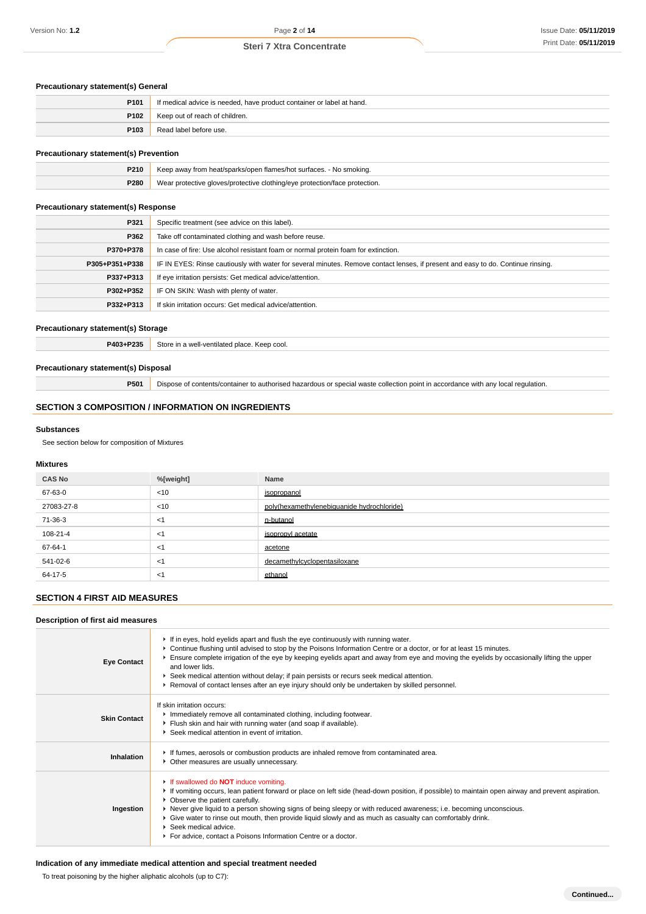### Precautionary statement(s) General

| | |
|---|---|
| **P101** | If medical advice is needed, have product container or label at hand. |
| **P102** | Keep out of reach of children. |
| **P103** | Read label before use. |

### Precautionary statement(s) Prevention

| | |
|---|---|
| **P210** | Keep away from heat/sparks/open flames/hot surfaces. - No smoking. |
| **P280** | Wear protective gloves/protective clothing/eye protection/face protection. |

### Precautionary statement(s) Response

| | |
|---|---|
| **P321** | Specific treatment (see advice on this label). |
| **P362** | Take off contaminated clothing and wash before reuse. |
| **P370+P378** | In case of fire: Use alcohol resistant foam or normal protein foam for extinction. |
| **P305+P351+P338** | IF IN EYES: Rinse cautiously with water for several minutes. Remove contact lenses, if present and easy to do. Continue rinsing. |
| **P337+P313** | If eye irritation persists: Get medical advice/attention. |
| **P302+P352** | IF ON SKIN: Wash with plenty of water. |
| **P332+P313** | If skin irritation occurs: Get medical advice/attention. |

### Precautionary statement(s) Storage

| | |
|---|---|
| **P403+P235** | Store in a well-ventilated place. Keep cool. |

### Precautionary statement(s) Disposal

| | |
|---|---|
| **P501** | Dispose of contents/container to authorised hazardous or special waste collection point in accordance with any local regulation. |

## SECTION 3 COMPOSITION / INFORMATION ON INGREDIENTS

### Substances

See section below for composition of Mixtures

### Mixtures

| CAS No | %[weight] | Name |
|---|---|---|
| 67-63-0 | <10 | isopropanol |
| 27083-27-8 | <10 | poly(hexamethylenebiguanide hydrochloride) |
| 71-36-3 | <1 | n-butanol |
| 108-21-4 | <1 | isopropyl acetate |
| 67-64-1 | <1 | acetone |
| 541-02-6 | <1 | decamethylcyclopentasiloxane |
| 64-17-5 | <1 | ethanol |

## SECTION 4 FIRST AID MEASURES

### Description of first aid measures

| | |
|---|---|
| **Eye Contact** | - If in eyes, hold eyelids apart and flush the eye continuously with running water.<br>- Continue flushing until advised to stop by the Poisons Information Centre or a doctor, or for at least 15 minutes.<br>- Ensure complete irrigation of the eye by keeping eyelids apart and away from eye and moving the eyelids by occasionally lifting the upper and lower lids.<br>- Seek medical attention without delay; if pain persists or recurs seek medical attention.<br>- Removal of contact lenses after an eye injury should only be undertaken by skilled personnel. |
| **Skin Contact** | If skin irritation occurs:<br>- Immediately remove all contaminated clothing, including footwear.<br>- Flush skin and hair with running water (and soap if available).<br>- Seek medical attention in event of irritation. |
| **Inhalation** | - If fumes, aerosols or combustion products are inhaled remove from contaminated area.<br>- Other measures are usually unnecessary. |
| **Ingestion** | - If swallowed do **NOT** induce vomiting.<br>- If vomiting occurs, lean patient forward or place on left side (head-down position, if possible) to maintain open airway and prevent aspiration.<br>- Observe the patient carefully.<br>- Never give liquid to a person showing signs of being sleepy or with reduced awareness; i.e. becoming unconscious.<br>- Give water to rinse out mouth, then provide liquid slowly and as much as casualty can comfortably drink.<br>- Seek medical advice.<br>- For advice, contact a Poisons Information Centre or a doctor. |

### Indication of any immediate medical attention and special treatment needed

To treat poisoning by the higher aliphatic alcohols (up to C7):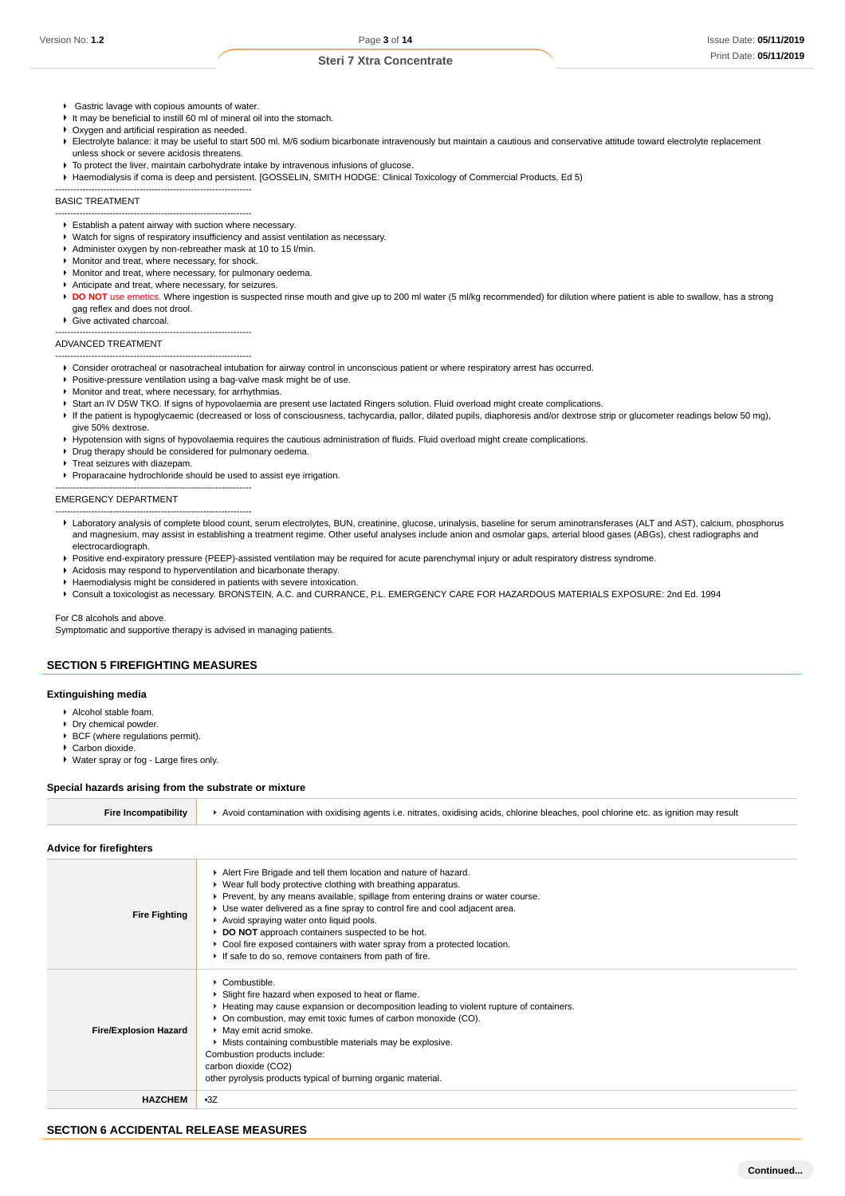- Gastric lavage with copious amounts of water.
- It may be beneficial to instill 60 ml of mineral oil into the stomach.
- Oxygen and artificial respiration as needed.
- Electrolyte balance: it may be useful to start 500 ml. M/6 sodium bicarbonate intravenously but maintain a cautious and conservative attitude toward electrolyte replacement unless shock or severe acidosis threatens.
- To protect the liver, maintain carbohydrate intake by intravenous infusions of glucose.
- Haemodialysis if coma is deep and persistent. [GOSSELIN, SMITH HODGE: Clinical Toxicology of Commercial Products, Ed 5)

-----------------------------------------------------------------

BASIC TREATMENT

-----------------------------------------------------------------

- Establish a patent airway with suction where necessary.
- Watch for signs of respiratory insufficiency and assist ventilation as necessary.
- Administer oxygen by non-rebreather mask at 10 to 15 l/min.
- Monitor and treat, where necessary, for shock.
- Monitor and treat, where necessary, for pulmonary oedema.
- Anticipate and treat, where necessary, for seizures.
- **DO NOT** use emetics. Where ingestion is suspected rinse mouth and give up to 200 ml water (5 ml/kg recommended) for dilution where patient is able to swallow, has a strong gag reflex and does not drool.
- Give activated charcoal.

-----------------------------------------------------------------

ADVANCED TREATMENT

-----------------------------------------------------------------

- Consider orotracheal or nasotracheal intubation for airway control in unconscious patient or where respiratory arrest has occurred.
- Positive-pressure ventilation using a bag-valve mask might be of use.
- Monitor and treat, where necessary, for arrhythmias.
- Start an IV D5W TKO. If signs of hypovolaemia are present use lactated Ringers solution. Fluid overload might create complications.
- If the patient is hypoglycaemic (decreased or loss of consciousness, tachycardia, pallor, dilated pupils, diaphoresis and/or dextrose strip or glucometer readings below 50 mg), give 50% dextrose.
- Hypotension with signs of hypovolaemia requires the cautious administration of fluids. Fluid overload might create complications.
- Drug therapy should be considered for pulmonary oedema.
- Treat seizures with diazepam.
- Proparacaine hydrochloride should be used to assist eye irrigation.

-----------------------------------------------------------------

EMERGENCY DEPARTMENT

-----------------------------------------------------------------

- Laboratory analysis of complete blood count, serum electrolytes, BUN, creatinine, glucose, urinalysis, baseline for serum aminotransferases (ALT and AST), calcium, phosphorus and magnesium, may assist in establishing a treatment regime. Other useful analyses include anion and osmolar gaps, arterial blood gases (ABGs), chest radiographs and electrocardiograph.
- Positive end-expiratory pressure (PEEP)-assisted ventilation may be required for acute parenchymal injury or adult respiratory distress syndrome.
- Acidosis may respond to hyperventilation and bicarbonate therapy.
- Haemodialysis might be considered in patients with severe intoxication.
- Consult a toxicologist as necessary. BRONSTEIN, A.C. and CURRANCE, P.L. EMERGENCY CARE FOR HAZARDOUS MATERIALS EXPOSURE: 2nd Ed. 1994

For C8 alcohols and above.
Symptomatic and supportive therapy is advised in managing patients.

## SECTION 5 FIREFIGHTING MEASURES

### Extinguishing media

- Alcohol stable foam.
- Dry chemical powder.
- BCF (where regulations permit).
- Carbon dioxide.
- Water spray or fog - Large fires only.

### Special hazards arising from the substrate or mixture

| | |
|---|---|
| **Fire Incompatibility** | Avoid contamination with oxidising agents i.e. nitrates, oxidising acids, chlorine bleaches, pool chlorine etc. as ignition may result |

### Advice for firefighters

| | |
|---|---|
| **Fire Fighting** | Alert Fire Brigade and tell them location and nature of hazard.<br>Wear full body protective clothing with breathing apparatus.<br>Prevent, by any means available, spillage from entering drains or water course.<br>Use water delivered as a fine spray to control fire and cool adjacent area.<br>Avoid spraying water onto liquid pools.<br>**DO NOT** approach containers suspected to be hot.<br>Cool fire exposed containers with water spray from a protected location.<br>If safe to do so, remove containers from path of fire. |
| **Fire/Explosion Hazard** | Combustible.<br>Slight fire hazard when exposed to heat or flame.<br>Heating may cause expansion or decomposition leading to violent rupture of containers.<br>On combustion, may emit toxic fumes of carbon monoxide (CO).<br>May emit acrid smoke.<br>Mists containing combustible materials may be explosive.<br>Combustion products include:<br>carbon dioxide ($CO_2$)<br>other pyrolysis products typical of burning organic material. |
| **HAZCHEM** | •3Z |

## SECTION 6 ACCIDENTAL RELEASE MEASURES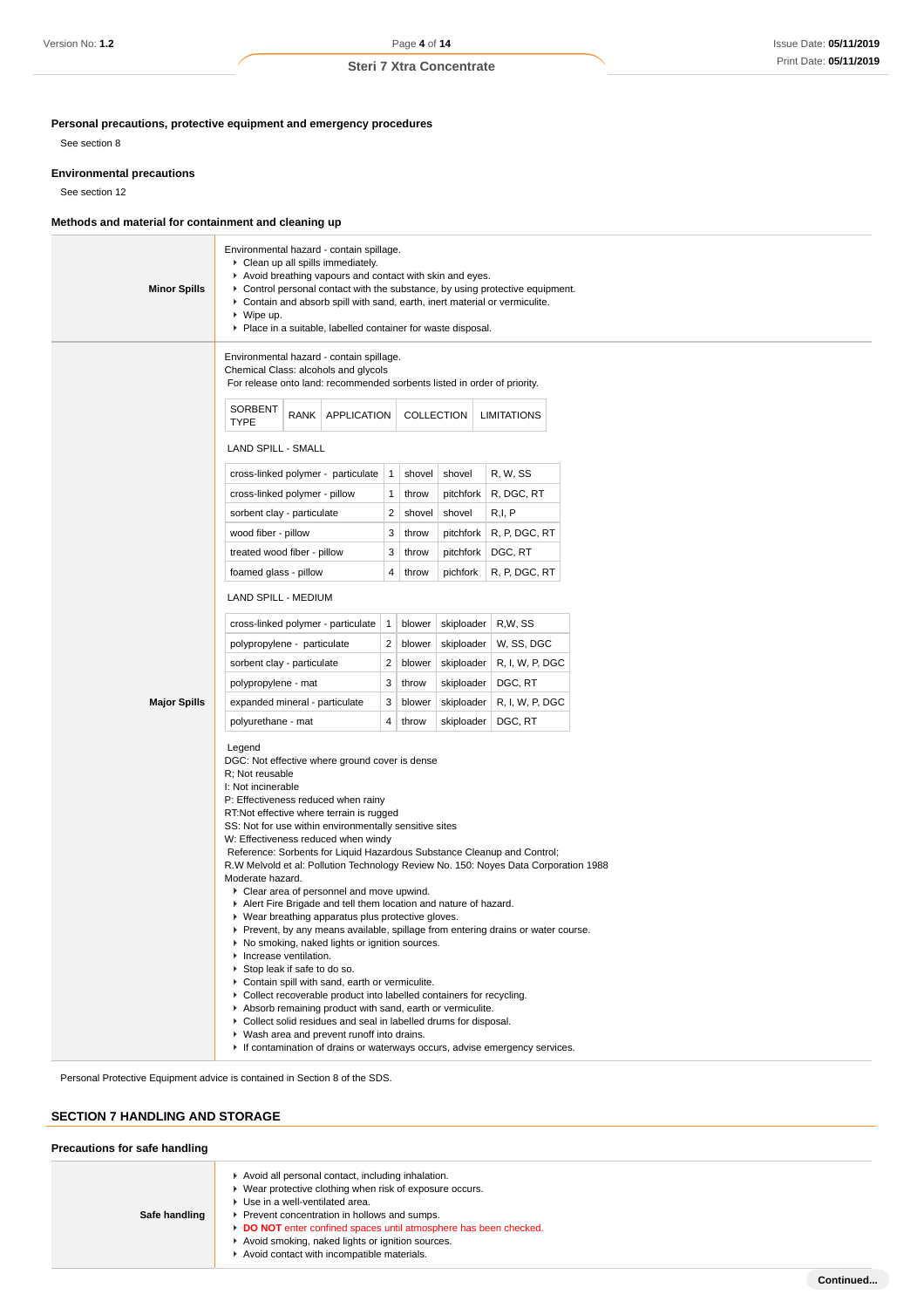**Personal precautions, protective equipment and emergency procedures**

See section 8

**Environmental precautions**

See section 12

**Methods and material for containment and cleaning up**

**Minor Spills**

Environmental hazard - contain spillage.

- Clean up all spills immediately.
- Avoid breathing vapours and contact with skin and eyes.
- Control personal contact with the substance, by using protective equipment.
- Contain and absorb spill with sand, earth, inert material or vermiculite.
- Wipe up.
- Place in a suitable, labelled container for waste disposal.

**Major Spills**

Environmental hazard - contain spillage.
Chemical Class: alcohols and glycols
For release onto land: recommended sorbents listed in order of priority.

| SORBENT TYPE | RANK | APPLICATION | COLLECTION | LIMITATIONS |
|---|---|---|---|---|

LAND SPILL - SMALL

| | | | | |
|---|---|---|---|---|
| cross-linked polymer - particulate | 1 | shovel | shovel | R, W, SS |
| cross-linked polymer - pillow | 1 | throw | pitchfork | R, DGC, RT |
| sorbent clay - particulate | 2 | shovel | shovel | R,I, P |
| wood fiber - pillow | 3 | throw | pitchfork | R, P, DGC, RT |
| treated wood fiber - pillow | 3 | throw | pitchfork | DGC, RT |
| foamed glass - pillow | 4 | throw | pichfork | R, P, DGC, RT |

LAND SPILL - MEDIUM

| | | | | |
|---|---|---|---|---|
| cross-linked polymer - particulate | 1 | blower | skiploader | R,W, SS |
| polypropylene - particulate | 2 | blower | skiploader | W, SS, DGC |
| sorbent clay - particulate | 2 | blower | skiploader | R, I, W, P, DGC |
| polypropylene - mat | 3 | throw | skiploader | DGC, RT |
| expanded mineral - particulate | 3 | blower | skiploader | R, I, W, P, DGC |
| polyurethane - mat | 4 | throw | skiploader | DGC, RT |

Legend
DGC: Not effective where ground cover is dense
R; Not reusable
I: Not incinerable
P: Effectiveness reduced when rainy
RT:Not effective where terrain is rugged
SS: Not for use within environmentally sensitive sites
W: Effectiveness reduced when windy
Reference: Sorbents for Liquid Hazardous Substance Cleanup and Control;
R.W Melvold et al: Pollution Technology Review No. 150: Noyes Data Corporation 1988
Moderate hazard.

- Clear area of personnel and move upwind.
- Alert Fire Brigade and tell them location and nature of hazard.
- Wear breathing apparatus plus protective gloves.
- Prevent, by any means available, spillage from entering drains or water course.
- No smoking, naked lights or ignition sources.
- Increase ventilation.
- Stop leak if safe to do so.
- Contain spill with sand, earth or vermiculite.
- Collect recoverable product into labelled containers for recycling.
- Absorb remaining product with sand, earth or vermiculite.
- Collect solid residues and seal in labelled drums for disposal.
- Wash area and prevent runoff into drains.
- If contamination of drains or waterways occurs, advise emergency services.

Personal Protective Equipment advice is contained in Section 8 of the SDS.

## SECTION 7 HANDLING AND STORAGE

**Precautions for safe handling**

**Safe handling**

- Avoid all personal contact, including inhalation.
- Wear protective clothing when risk of exposure occurs.
- Use in a well-ventilated area.
- Prevent concentration in hollows and sumps.
- **DO NOT** enter confined spaces until atmosphere has been checked.
- Avoid smoking, naked lights or ignition sources.
- Avoid contact with incompatible materials.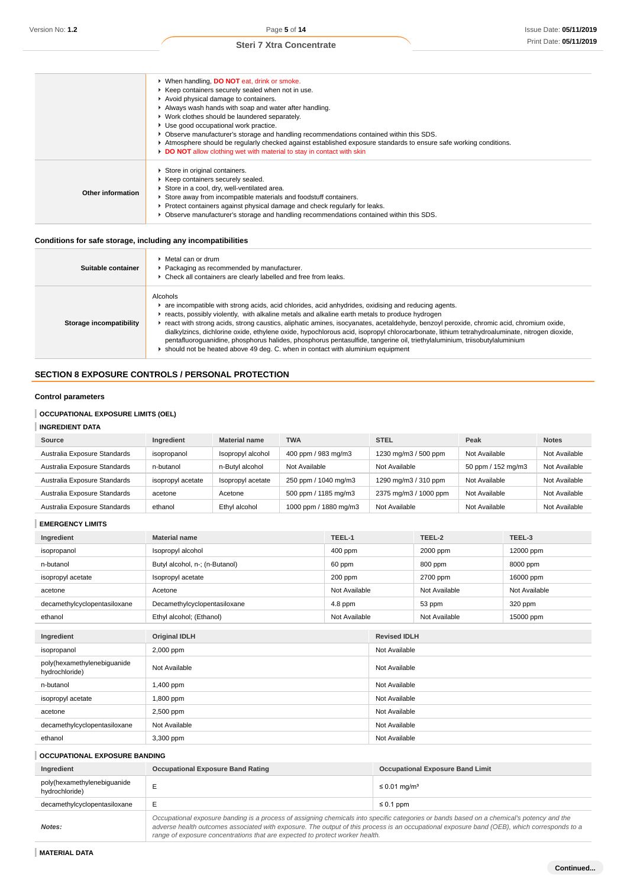| | |
|---|---|
| | ▸ When handling, **DO NOT** eat, drink or smoke.<br>▸ Keep containers securely sealed when not in use.<br>▸ Avoid physical damage to containers.<br>▸ Always wash hands with soap and water after handling.<br>▸ Work clothes should be laundered separately.<br>▸ Use good occupational work practice.<br>▸ Observe manufacturer's storage and handling recommendations contained within this SDS.<br>▸ Atmosphere should be regularly checked against established exposure standards to ensure safe working conditions.<br>▸ **DO NOT** allow clothing wet with material to stay in contact with skin |
| **Other information** | ▸ Store in original containers.<br>▸ Keep containers securely sealed.<br>▸ Store in a cool, dry, well-ventilated area.<br>▸ Store away from incompatible materials and foodstuff containers.<br>▸ Protect containers against physical damage and check regularly for leaks.<br>▸ Observe manufacturer's storage and handling recommendations contained within this SDS. |

### Conditions for safe storage, including any incompatibilities

| | |
|---|---|
| **Suitable container** | ▸ Metal can or drum<br>▸ Packaging as recommended by manufacturer.<br>▸ Check all containers are clearly labelled and free from leaks. |
| **Storage incompatibility** | Alcohols<br>▸ are incompatible with strong acids, acid chlorides, acid anhydrides, oxidising and reducing agents.<br>▸ reacts, possibly violently, with alkaline metals and alkaline earth metals to produce hydrogen<br>▸ react with strong acids, strong caustics, aliphatic amines, isocyanates, acetaldehyde, benzoyl peroxide, chromic acid, chromium oxide, dialkylzincs, dichlorine oxide, ethylene oxide, hypochlorous acid, isopropyl chlorocarbonate, lithium tetrahydroaluminate, nitrogen dioxide, pentafluoroguanidine, phosphorus halides, phosphorus pentasulfide, tangerine oil, triethylaluminium, triisobutylaluminium<br>▸ should not be heated above 49 deg. C. when in contact with aluminium equipment |

## SECTION 8 EXPOSURE CONTROLS / PERSONAL PROTECTION

### Control parameters

#### OCCUPATIONAL EXPOSURE LIMITS (OEL)

#### INGREDIENT DATA

| Source | Ingredient | Material name | TWA | STEL | Peak | Notes |
|---|---|---|---|---|---|---|
| Australia Exposure Standards | isopropanol | Isopropyl alcohol | 400 ppm / 983 mg/m3 | 1230 mg/m3 / 500 ppm | Not Available | Not Available |
| Australia Exposure Standards | n-butanol | n-Butyl alcohol | Not Available | Not Available | 50 ppm / 152 mg/m3 | Not Available |
| Australia Exposure Standards | isopropyl acetate | Isopropyl acetate | 250 ppm / 1040 mg/m3 | 1290 mg/m3 / 310 ppm | Not Available | Not Available |
| Australia Exposure Standards | acetone | Acetone | 500 ppm / 1185 mg/m3 | 2375 mg/m3 / 1000 ppm | Not Available | Not Available |
| Australia Exposure Standards | ethanol | Ethyl alcohol | 1000 ppm / 1880 mg/m3 | Not Available | Not Available | Not Available |

#### EMERGENCY LIMITS

| Ingredient | Material name | TEEL-1 | TEEL-2 | TEEL-3 |
|---|---|---|---|---|
| isopropanol | Isopropyl alcohol | 400 ppm | 2000 ppm | 12000 ppm |
| n-butanol | Butyl alcohol, n-; (n-Butanol) | 60 ppm | 800 ppm | 8000 ppm |
| isopropyl acetate | Isopropyl acetate | 200 ppm | 2700 ppm | 16000 ppm |
| acetone | Acetone | Not Available | Not Available | Not Available |
| decamethylcyclopentasiloxane | Decamethylcyclopentasiloxane | 4.8 ppm | 53 ppm | 320 ppm |
| ethanol | Ethyl alcohol; (Ethanol) | Not Available | Not Available | 15000 ppm |

| Ingredient | Original IDLH | Revised IDLH |
|---|---|---|
| isopropanol | 2,000 ppm | Not Available |
| poly(hexamethylenebiguanide hydrochloride) | Not Available | Not Available |
| n-butanol | 1,400 ppm | Not Available |
| isopropyl acetate | 1,800 ppm | Not Available |
| acetone | 2,500 ppm | Not Available |
| decamethylcyclopentasiloxane | Not Available | Not Available |
| ethanol | 3,300 ppm | Not Available |

#### OCCUPATIONAL EXPOSURE BANDING

| Ingredient | Occupational Exposure Band Rating | Occupational Exposure Band Limit |
|---|---|---|
| poly(hexamethylenebiguanide hydrochloride) | E | ≤ 0.01 mg/m³ |
| decamethylcyclopentasiloxane | E | ≤ 0.1 ppm |
| ***Notes:*** | *Occupational exposure banding is a process of assigning chemicals into specific categories or bands based on a chemical's potency and the adverse health outcomes associated with exposure. The output of this process is an occupational exposure band (OEB), which corresponds to a range of exposure concentrations that are expected to protect worker health.* | |

#### MATERIAL DATA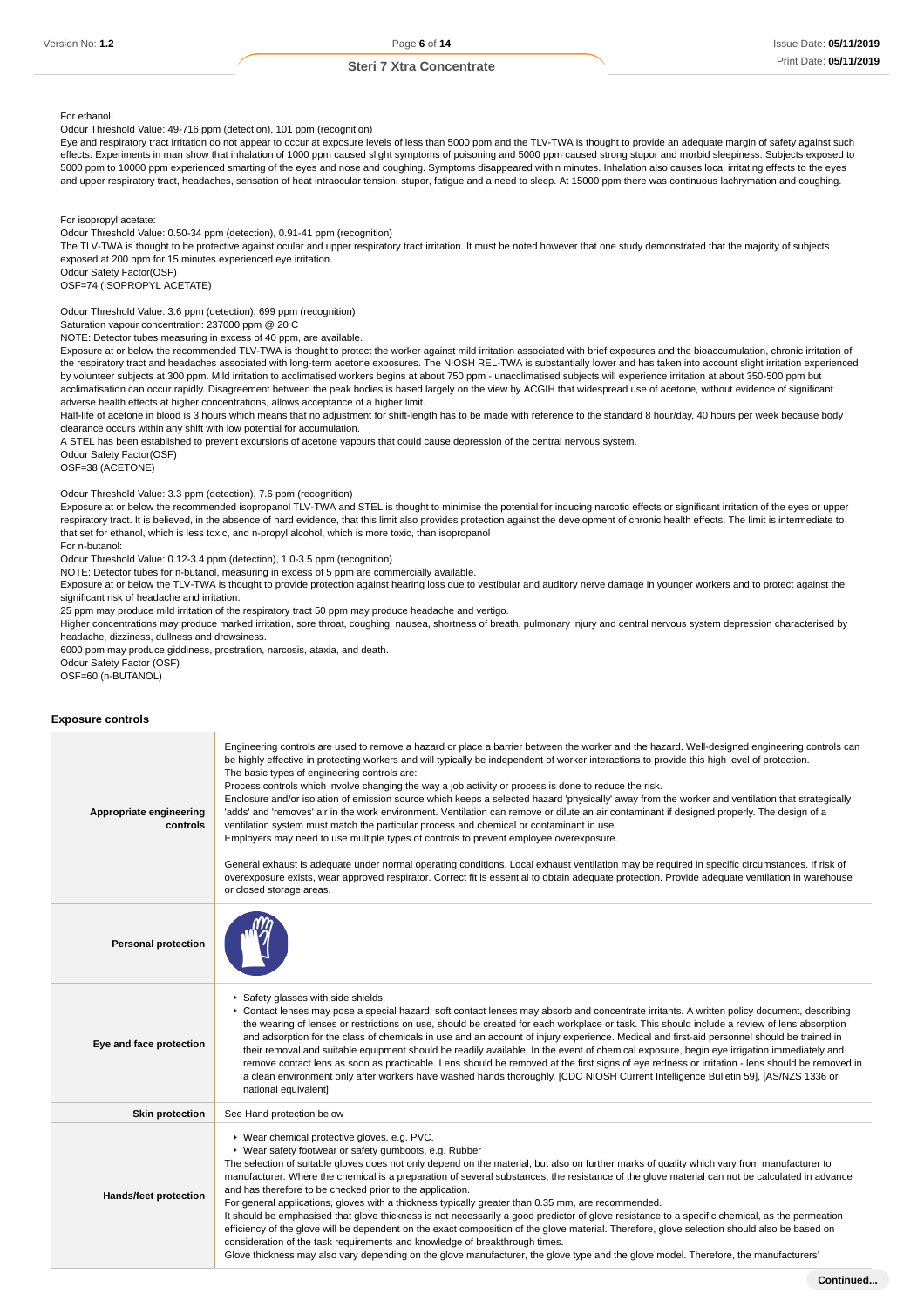For ethanol:
Odour Threshold Value: 49-716 ppm (detection), 101 ppm (recognition)
Eye and respiratory tract irritation do not appear to occur at exposure levels of less than 5000 ppm and the TLV-TWA is thought to provide an adequate margin of safety against such effects. Experiments in man show that inhalation of 1000 ppm caused slight symptoms of poisoning and 5000 ppm caused strong stupor and morbid sleepiness. Subjects exposed to 5000 ppm to 10000 ppm experienced smarting of the eyes and nose and coughing. Symptoms disappeared within minutes. Inhalation also causes local irritating effects to the eyes and upper respiratory tract, headaches, sensation of heat intraocular tension, stupor, fatigue and a need to sleep. At 15000 ppm there was continuous lachrymation and coughing.

For isopropyl acetate:
Odour Threshold Value: 0.50-34 ppm (detection), 0.91-41 ppm (recognition)
The TLV-TWA is thought to be protective against ocular and upper respiratory tract irritation. It must be noted however that one study demonstrated that the majority of subjects exposed at 200 ppm for 15 minutes experienced eye irritation.
Odour Safety Factor(OSF)
OSF=74 (ISOPROPYL ACETATE)

Odour Threshold Value: 3.6 ppm (detection), 699 ppm (recognition)
Saturation vapour concentration: 237000 ppm @ 20 C
NOTE: Detector tubes measuring in excess of 40 ppm, are available.
Exposure at or below the recommended TLV-TWA is thought to protect the worker against mild irritation associated with brief exposures and the bioaccumulation, chronic irritation of the respiratory tract and headaches associated with long-term acetone exposures. The NIOSH REL-TWA is substantially lower and has taken into account slight irritation experienced by volunteer subjects at 300 ppm. Mild irritation to acclimatised workers begins at about 750 ppm - unacclimatised subjects will experience irritation at about 350-500 ppm but acclimatisation can occur rapidly. Disagreement between the peak bodies is based largely on the view by ACGIH that widespread use of acetone, without evidence of significant adverse health effects at higher concentrations, allows acceptance of a higher limit.
Half-life of acetone in blood is 3 hours which means that no adjustment for shift-length has to be made with reference to the standard 8 hour/day, 40 hours per week because body clearance occurs within any shift with low potential for accumulation.
A STEL has been established to prevent excursions of acetone vapours that could cause depression of the central nervous system.
Odour Safety Factor(OSF)
OSF=38 (ACETONE)

Odour Threshold Value: 3.3 ppm (detection), 7.6 ppm (recognition)
Exposure at or below the recommended isopropanol TLV-TWA and STEL is thought to minimise the potential for inducing narcotic effects or significant irritation of the eyes or upper respiratory tract. It is believed, in the absence of hard evidence, that this limit also provides protection against the development of chronic health effects. The limit is intermediate to that set for ethanol, which is less toxic, and n-propyl alcohol, which is more toxic, than isopropanol
For n-butanol:
Odour Threshold Value: 0.12-3.4 ppm (detection), 1.0-3.5 ppm (recognition)
NOTE: Detector tubes for n-butanol, measuring in excess of 5 ppm are commercially available.
Exposure at or below the TLV-TWA is thought to provide protection against hearing loss due to vestibular and auditory nerve damage in younger workers and to protect against the significant risk of headache and irritation.
25 ppm may produce mild irritation of the respiratory tract 50 ppm may produce headache and vertigo.
Higher concentrations may produce marked irritation, sore throat, coughing, nausea, shortness of breath, pulmonary injury and central nervous system depression characterised by headache, dizziness, dullness and drowsiness.
6000 ppm may produce giddiness, prostration, narcosis, ataxia, and death.
Odour Safety Factor (OSF)
OSF=60 (n-BUTANOL)

### Exposure controls

| | |
|---|---|
| **Appropriate engineering controls** | Engineering controls are used to remove a hazard or place a barrier between the worker and the hazard. Well-designed engineering controls can be highly effective in protecting workers and will typically be independent of worker interactions to provide this high level of protection.<br>The basic types of engineering controls are:<br>Process controls which involve changing the way a job activity or process is done to reduce the risk.<br>Enclosure and/or isolation of emission source which keeps a selected hazard 'physically' away from the worker and ventilation that strategically 'adds' and 'removes' air in the work environment. Ventilation can remove or dilute an air contaminant if designed properly. The design of a ventilation system must match the particular process and chemical or contaminant in use.<br>Employers may need to use multiple types of controls to prevent employee overexposure.<br><br>General exhaust is adequate under normal operating conditions. Local exhaust ventilation may be required in specific circumstances. If risk of overexposure exists, wear approved respirator. Correct fit is essential to obtain adequate protection. Provide adequate ventilation in warehouse or closed storage areas. |
| **Personal protection** | |
| **Eye and face protection** | ▸ Safety glasses with side shields.<br>▸ Contact lenses may pose a special hazard; soft contact lenses may absorb and concentrate irritants. A written policy document, describing the wearing of lenses or restrictions on use, should be created for each workplace or task. This should include a review of lens absorption and adsorption for the class of chemicals in use and an account of injury experience. Medical and first-aid personnel should be trained in their removal and suitable equipment should be readily available. In the event of chemical exposure, begin eye irrigation immediately and remove contact lens as soon as practicable. Lens should be removed at the first signs of eye redness or irritation - lens should be removed in a clean environment only after workers have washed hands thoroughly. [CDC NIOSH Current Intelligence Bulletin 59], [AS/NZS 1336 or national equivalent] |
| **Skin protection** | See Hand protection below |
| **Hands/feet protection** | ▸ Wear chemical protective gloves, e.g. PVC.<br>▸ Wear safety footwear or safety gumboots, e.g. Rubber<br>The selection of suitable gloves does not only depend on the material, but also on further marks of quality which vary from manufacturer to manufacturer. Where the chemical is a preparation of several substances, the resistance of the glove material can not be calculated in advance and has therefore to be checked prior to the application.<br>For general applications, gloves with a thickness typically greater than 0.35 mm, are recommended.<br>It should be emphasised that glove thickness is not necessarily a good predictor of glove resistance to a specific chemical, as the permeation efficiency of the glove will be dependent on the exact composition of the glove material. Therefore, glove selection should also be based on consideration of the task requirements and knowledge of breakthrough times.<br>Glove thickness may also vary depending on the glove manufacturer, the glove type and the glove model. Therefore, the manufacturers' |

Continued...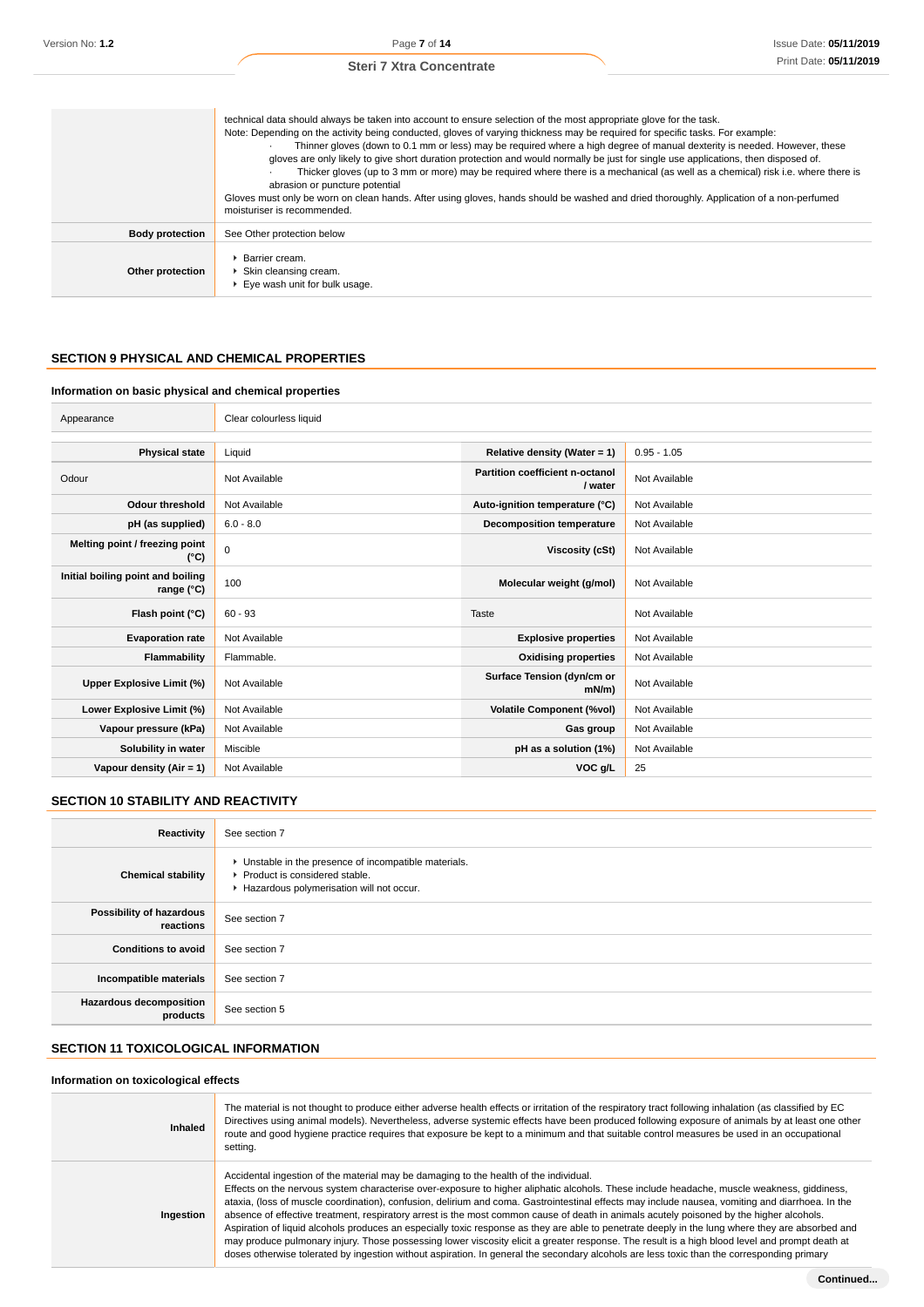| | |
|---|---|
| | technical data should always be taken into account to ensure selection of the most appropriate glove for the task.<br>Note: Depending on the activity being conducted, gloves of varying thickness may be required for specific tasks. For example:<br>· Thinner gloves (down to 0.1 mm or less) may be required where a high degree of manual dexterity is needed. However, these gloves are only likely to give short duration protection and would normally be just for single use applications, then disposed of.<br>· Thicker gloves (up to 3 mm or more) may be required where there is a mechanical (as well as a chemical) risk i.e. where there is abrasion or puncture potential<br>Gloves must only be worn on clean hands. After using gloves, hands should be washed and dried thoroughly. Application of a non-perfumed moisturiser is recommended. |
| **Body protection** | See Other protection below |
| **Other protection** | ▸ Barrier cream.<br>▸ Skin cleansing cream.<br>▸ Eye wash unit for bulk usage. |

## SECTION 9 PHYSICAL AND CHEMICAL PROPERTIES

### Information on basic physical and chemical properties

| | |
|---|---|
| Appearance | Clear colourless liquid |

| | | | |
|---|---|---|---|
| **Physical state** | Liquid | **Relative density (Water = 1)** | 0.95 - 1.05 |
| Odour | Not Available | **Partition coefficient n-octanol / water** | Not Available |
| **Odour threshold** | Not Available | **Auto-ignition temperature (°C)** | Not Available |
| **pH (as supplied)** | 6.0 - 8.0 | **Decomposition temperature** | Not Available |
| **Melting point / freezing point (°C)** | 0 | **Viscosity (cSt)** | Not Available |
| **Initial boiling point and boiling range (°C)** | 100 | **Molecular weight (g/mol)** | Not Available |
| **Flash point (°C)** | 60 - 93 | Taste | Not Available |
| **Evaporation rate** | Not Available | **Explosive properties** | Not Available |
| **Flammability** | Flammable. | **Oxidising properties** | Not Available |
| **Upper Explosive Limit (%)** | Not Available | **Surface Tension (dyn/cm or mN/m)** | Not Available |
| **Lower Explosive Limit (%)** | Not Available | **Volatile Component (%vol)** | Not Available |
| **Vapour pressure (kPa)** | Not Available | **Gas group** | Not Available |
| **Solubility in water** | Miscible | **pH as a solution (1%)** | Not Available |
| **Vapour density (Air = 1)** | Not Available | **VOC g/L** | 25 |

## SECTION 10 STABILITY AND REACTIVITY

| | |
|---|---|
| **Reactivity** | See section 7 |
| **Chemical stability** | ▸ Unstable in the presence of incompatible materials.<br>▸ Product is considered stable.<br>▸ Hazardous polymerisation will not occur. |
| **Possibility of hazardous reactions** | See section 7 |
| **Conditions to avoid** | See section 7 |
| **Incompatible materials** | See section 7 |
| **Hazardous decomposition products** | See section 5 |

## SECTION 11 TOXICOLOGICAL INFORMATION

### Information on toxicological effects

| | |
|---|---|
| **Inhaled** | The material is not thought to produce either adverse health effects or irritation of the respiratory tract following inhalation (as classified by EC Directives using animal models). Nevertheless, adverse systemic effects have been produced following exposure of animals by at least one other route and good hygiene practice requires that exposure be kept to a minimum and that suitable control measures be used in an occupational setting. |
| **Ingestion** | Accidental ingestion of the material may be damaging to the health of the individual.<br>Effects on the nervous system characterise over-exposure to higher aliphatic alcohols. These include headache, muscle weakness, giddiness, ataxia, (loss of muscle coordination), confusion, delirium and coma. Gastrointestinal effects may include nausea, vomiting and diarrhoea. In the absence of effective treatment, respiratory arrest is the most common cause of death in animals acutely poisoned by the higher alcohols.<br>Aspiration of liquid alcohols produces an especially toxic response as they are able to penetrate deeply in the lung where they are absorbed and may produce pulmonary injury. Those possessing lower viscosity elicit a greater response. The result is a high blood level and prompt death at doses otherwise tolerated by ingestion without aspiration. In general the secondary alcohols are less toxic than the corresponding primary |

**Continued...**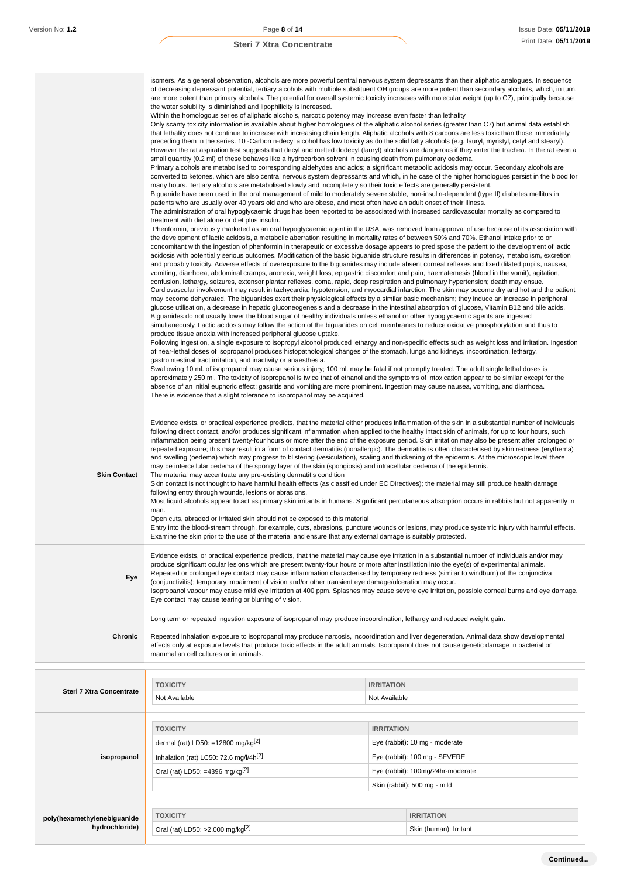| | |
|---|---|
| | isomers. As a general observation, alcohols are more powerful central nervous system depressants than their aliphatic analogues. In sequence of decreasing depressant potential, tertiary alcohols with multiple substituent OH groups are more potent than secondary alcohols, which, in turn, are more potent than primary alcohols. The potential for overall systemic toxicity increases with molecular weight (up to C7), principally because the water solubility is diminished and lipophilicity is increased.<br>Within the homologous series of aliphatic alcohols, narcotic potency may increase even faster than lethality<br>Only scanty toxicity information is available about higher homologues of the aliphatic alcohol series (greater than C7) but animal data establish that lethality does not continue to increase with increasing chain length. Aliphatic alcohols with 8 carbons are less toxic than those immediately preceding them in the series. 10 -Carbon n-decyl alcohol has low toxicity as do the solid fatty alcohols (e.g. lauryl, myristyl, cetyl and stearyl). However the rat aspiration test suggests that decyl and melted dodecyl (lauryl) alcohols are dangerous if they enter the trachea. In the rat even a small quantity (0.2 ml) of these behaves like a hydrocarbon solvent in causing death from pulmonary oedema.<br>Primary alcohols are metabolised to corresponding aldehydes and acids; a significant metabolic acidosis may occur. Secondary alcohols are converted to ketones, which are also central nervous system depressants and which, in he case of the higher homologues persist in the blood for many hours. Tertiary alcohols are metabolised slowly and incompletely so their toxic effects are generally persistent.<br>Biguanide have been used in the oral management of mild to moderately severe stable, non-insulin-dependent (type II) diabetes mellitus in patients who are usually over 40 years old and who are obese, and most often have an adult onset of their illness.<br>The administration of oral hypoglycaemic drugs has been reported to be associated with increased cardiovascular mortality as compared to treatment with diet alone or diet plus insulin.<br>Phenformin, previously marketed as an oral hypoglycaemic agent in the USA, was removed from approval of use because of its association with the development of lactic acidosis, a metabolic aberration resulting in mortality rates of between 50% and 70%. Ethanol intake prior to or concomitant with the ingestion of phenformin in therapeutic or excessive dosage appears to predispose the patient to the development of lactic acidosis with potentially serious outcomes. Modification of the basic biguanide structure results in differences in potency, metabolism, excretion and probably toxicity. Adverse effects of overexposure to the biguanides may include absent corneal reflexes and fixed dilated pupils, nausea, vomiting, diarrhoea, abdominal cramps, anorexia, weight loss, epigastric discomfort and pain, haematemesis (blood in the vomit), agitation, confusion, lethargy, seizures, extensor plantar reflexes, coma, rapid, deep respiration and pulmonary hypertension; death may ensue. Cardiovascular involvement may result in tachycardia, hypotension, and myocardial infarction. The skin may become dry and hot and the patient may become dehydrated. The biguanides exert their physiological effects by a similar basic mechanism; they induce an increase in peripheral glucose utilisation, a decrease in hepatic gluconeogenesis and a decrease in the intestinal absorption of glucose, Vitamin B12 and bile acids. Biguanides do not usually lower the blood sugar of healthy individuals unless ethanol or other hypoglycaemic agents are ingested simultaneously. Lactic acidosis may follow the action of the biguanides on cell membranes to reduce oxidative phosphorylation and thus to produce tissue anoxia with increased peripheral glucose uptake.<br>Following ingestion, a single exposure to isopropyl alcohol produced lethargy and non-specific effects such as weight loss and irritation. Ingestion of near-lethal doses of isopropanol produces histopathological changes of the stomach, lungs and kidneys, incoordination, lethargy, gastrointestinal tract irritation, and inactivity or anaesthesia.<br>Swallowing 10 ml. of isopropanol may cause serious injury; 100 ml. may be fatal if not promptly treated. The adult single lethal doses is approximately 250 ml. The toxicity of isopropanol is twice that of ethanol and the symptoms of intoxication appear to be similar except for the absence of an initial euphoric effect; gastritis and vomiting are more prominent. Ingestion may cause nausea, vomiting, and diarrhoea.<br>There is evidence that a slight tolerance to isopropanol may be acquired. |
| **Skin Contact** | Evidence exists, or practical experience predicts, that the material either produces inflammation of the skin in a substantial number of individuals following direct contact, and/or produces significant inflammation when applied to the healthy intact skin of animals, for up to four hours, such inflammation being present twenty-four hours or more after the end of the exposure period. Skin irritation may also be present after prolonged or repeated exposure; this may result in a form of contact dermatitis (nonallergic). The dermatitis is often characterised by skin redness (erythema) and swelling (oedema) which may progress to blistering (vesiculation), scaling and thickening of the epidermis. At the microscopic level there may be intercellular oedema of the spongy layer of the skin (spongiosis) and intracellular oedema of the epidermis.<br>The material may accentuate any pre-existing dermatitis condition<br>Skin contact is not thought to have harmful health effects (as classified under EC Directives); the material may still produce health damage following entry through wounds, lesions or abrasions.<br>Most liquid alcohols appear to act as primary skin irritants in humans. Significant percutaneous absorption occurs in rabbits but not apparently in man.<br>Open cuts, abraded or irritated skin should not be exposed to this material<br>Entry into the blood-stream through, for example, cuts, abrasions, puncture wounds or lesions, may produce systemic injury with harmful effects. Examine the skin prior to the use of the material and ensure that any external damage is suitably protected. |
| **Eye** | Evidence exists, or practical experience predicts, that the material may cause eye irritation in a substantial number of individuals and/or may produce significant ocular lesions which are present twenty-four hours or more after instillation into the eye(s) of experimental animals.<br>Repeated or prolonged eye contact may cause inflammation characterised by temporary redness (similar to windburn) of the conjunctiva (conjunctivitis); temporary impairment of vision and/or other transient eye damage/ulceration may occur.<br>Isopropanol vapour may cause mild eye irritation at 400 ppm. Splashes may cause severe eye irritation, possible corneal burns and eye damage. Eye contact may cause tearing or blurring of vision. |
| **Chronic** | Long term or repeated ingestion exposure of isopropanol may produce incoordination, lethargy and reduced weight gain.<br><br>Repeated inhalation exposure to isopropanol may produce narcosis, incoordination and liver degeneration. Animal data show developmental effects only at exposure levels that produce toxic effects in the adult animals. Isopropanol does not cause genetic damage in bacterial or mammalian cell cultures or in animals. |

**Steri 7 Xtra Concentrate**

| TOXICITY | IRRITATION |
|---|---|
| Not Available | Not Available |

**isopropanol**

| TOXICITY | IRRITATION |
|---|---|
| dermal (rat) LD50: =12800 mg/kg[2] | Eye (rabbit): 10 mg - moderate |
| Inhalation (rat) LC50: 72.6 mg/l/4h[2] | Eye (rabbit): 100 mg - SEVERE |
| Oral (rat) LD50: =4396 mg/kg[2] | Eye (rabbit): 100mg/24hr-moderate |
| | Skin (rabbit): 500 mg - mild |

**poly(hexamethylenebiguanide hydrochloride)**

| TOXICITY | IRRITATION |
|---|---|
| Oral (rat) LD50: >2,000 mg/kg[2] | Skin (human): Irritant |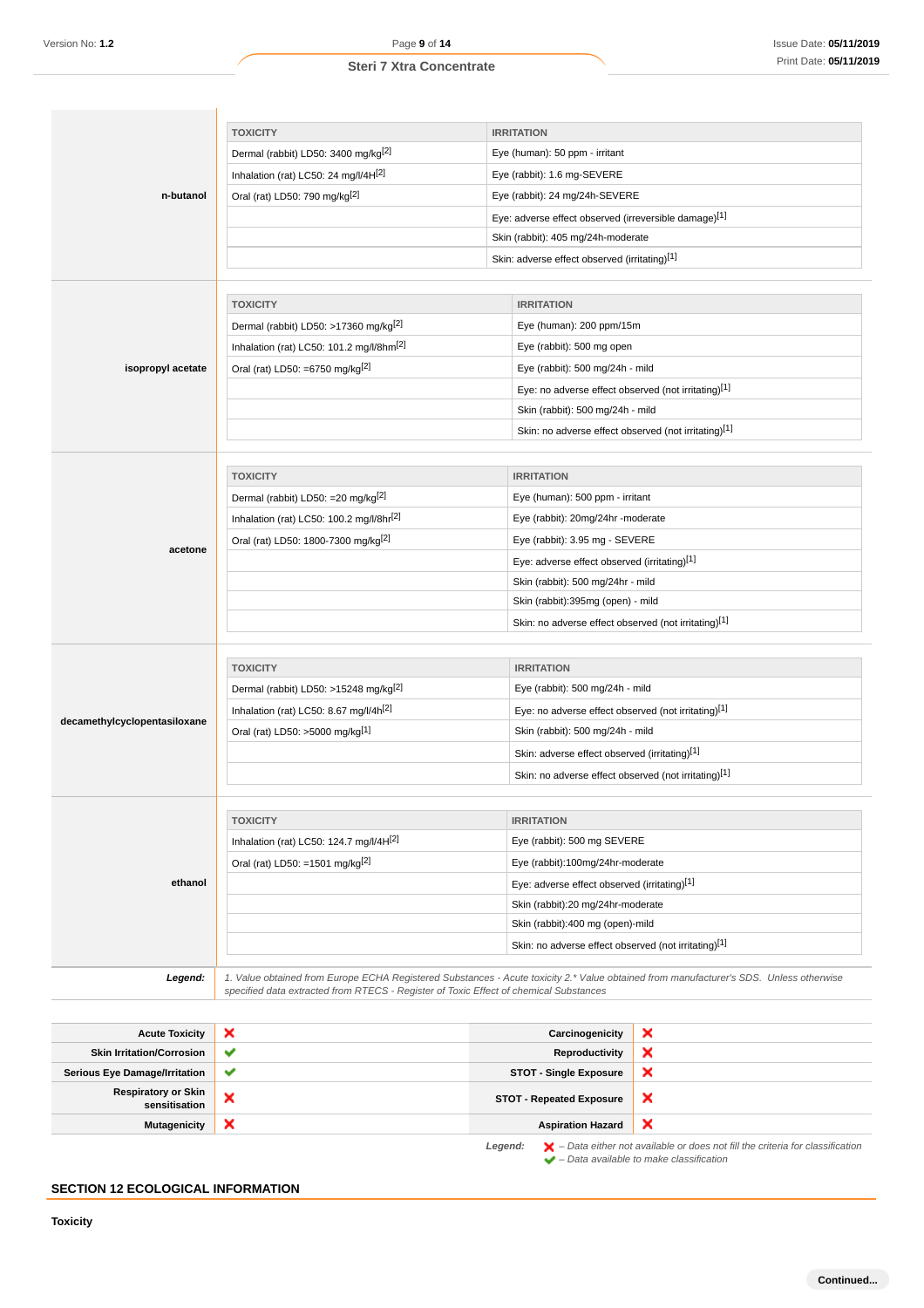**n-butanol**

| TOXICITY | IRRITATION |
|---|---|
| Dermal (rabbit) LD50: 3400 mg/kg[2] | Eye (human): 50 ppm - irritant |
| Inhalation (rat) LC50: 24 mg/l/4H[2] | Eye (rabbit): 1.6 mg-SEVERE |
| Oral (rat) LD50: 790 mg/kg[2] | Eye (rabbit): 24 mg/24h-SEVERE |
| | Eye: adverse effect observed (irreversible damage)[1] |
| | Skin (rabbit): 405 mg/24h-moderate |
| | Skin: adverse effect observed (irritating)[1] |

**isopropyl acetate**

| TOXICITY | IRRITATION |
|---|---|
| Dermal (rabbit) LD50: >17360 mg/kg[2] | Eye (human): 200 ppm/15m |
| Inhalation (rat) LC50: 101.2 mg/l/8hm[2] | Eye (rabbit): 500 mg open |
| Oral (rat) LD50: =6750 mg/kg[2] | Eye (rabbit): 500 mg/24h - mild |
| | Eye: no adverse effect observed (not irritating)[1] |
| | Skin (rabbit): 500 mg/24h - mild |
| | Skin: no adverse effect observed (not irritating)[1] |

**acetone**

| TOXICITY | IRRITATION |
|---|---|
| Dermal (rabbit) LD50: =20 mg/kg[2] | Eye (human): 500 ppm - irritant |
| Inhalation (rat) LC50: 100.2 mg/l/8hr[2] | Eye (rabbit): 20mg/24hr -moderate |
| Oral (rat) LD50: 1800-7300 mg/kg[2] | Eye (rabbit): 3.95 mg - SEVERE |
| | Eye: adverse effect observed (irritating)[1] |
| | Skin (rabbit): 500 mg/24hr - mild |
| | Skin (rabbit):395mg (open) - mild |
| | Skin: no adverse effect observed (not irritating)[1] |

**decamethylcyclopentasiloxane**

| TOXICITY | IRRITATION |
|---|---|
| Dermal (rabbit) LD50: >15248 mg/kg[2] | Eye (rabbit): 500 mg/24h - mild |
| Inhalation (rat) LC50: 8.67 mg/l/4h[2] | Eye: no adverse effect observed (not irritating)[1] |
| Oral (rat) LD50: >5000 mg/kg[1] | Skin (rabbit): 500 mg/24h - mild |
| | Skin: adverse effect observed (irritating)[1] |
| | Skin: no adverse effect observed (not irritating)[1] |

**ethanol**

| TOXICITY | IRRITATION |
|---|---|
| Inhalation (rat) LC50: 124.7 mg/l/4H[2] | Eye (rabbit): 500 mg SEVERE |
| Oral (rat) LD50: =1501 mg/kg[2] | Eye (rabbit):100mg/24hr-moderate |
| | Eye: adverse effect observed (irritating)[1] |
| | Skin (rabbit):20 mg/24hr-moderate |
| | Skin (rabbit):400 mg (open)-mild |
| | Skin: no adverse effect observed (not irritating)[1] |

***Legend:*** *1. Value obtained from Europe ECHA Registered Substances - Acute toxicity 2.\* Value obtained from manufacturer's SDS. Unless otherwise specified data extracted from RTECS - Register of Toxic Effect of chemical Substances*

| | | | |
|---|---|---|---|
| **Acute Toxicity** | ✘ | **Carcinogenicity** | ✘ |
| **Skin Irritation/Corrosion** | ✔ | **Reproductivity** | ✘ |
| **Serious Eye Damage/Irritation** | ✔ | **STOT - Single Exposure** | ✘ |
| **Respiratory or Skin sensitisation** | ✘ | **STOT - Repeated Exposure** | ✘ |
| **Mutagenicity** | ✘ | **Aspiration Hazard** | ✘ |

***Legend:*** ✘ *– Data either not available or does not fill the criteria for classification*
✔ *– Data available to make classification*

## SECTION 12 ECOLOGICAL INFORMATION

**Toxicity**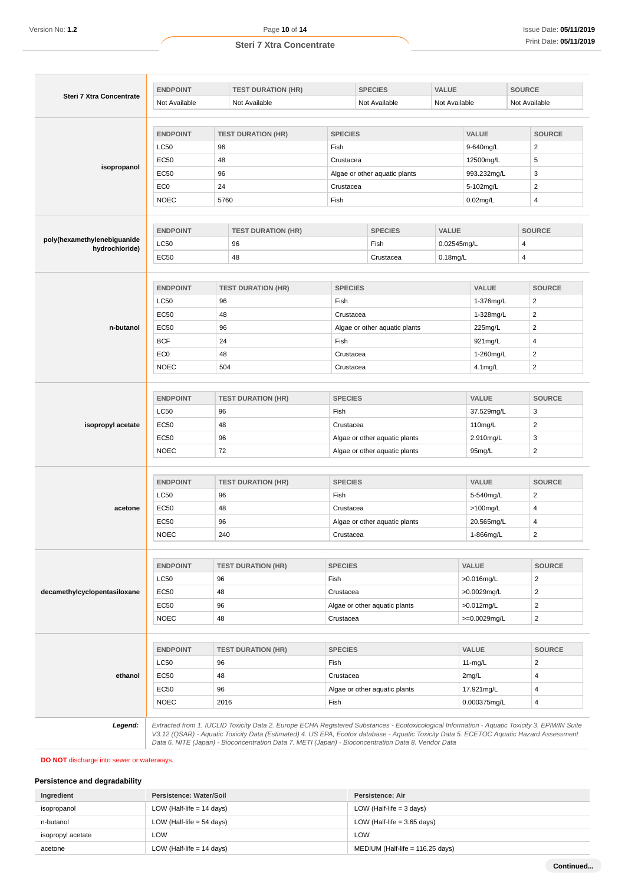**Steri 7 Xtra Concentrate**

| ENDPOINT | TEST DURATION (HR) | SPECIES | VALUE | SOURCE |
| --- | --- | --- | --- | --- |
| Not Available | Not Available | Not Available | Not Available | Not Available |

**isopropanol**

| ENDPOINT | TEST DURATION (HR) | SPECIES | VALUE | SOURCE |
| --- | --- | --- | --- | --- |
| LC50 | 96 | Fish | 9-640mg/L | 2 |
| EC50 | 48 | Crustacea | 12500mg/L | 5 |
| EC50 | 96 | Algae or other aquatic plants | 993.232mg/L | 3 |
| EC0 | 24 | Crustacea | 5-102mg/L | 2 |
| NOEC | 5760 | Fish | 0.02mg/L | 4 |

**poly(hexamethylenebiguanide hydrochloride)**

| ENDPOINT | TEST DURATION (HR) | SPECIES | VALUE | SOURCE |
| --- | --- | --- | --- | --- |
| LC50 | 96 | Fish | 0.02545mg/L | 4 |
| EC50 | 48 | Crustacea | 0.18mg/L | 4 |

**n-butanol**

| ENDPOINT | TEST DURATION (HR) | SPECIES | VALUE | SOURCE |
| --- | --- | --- | --- | --- |
| LC50 | 96 | Fish | 1-376mg/L | 2 |
| EC50 | 48 | Crustacea | 1-328mg/L | 2 |
| EC50 | 96 | Algae or other aquatic plants | 225mg/L | 2 |
| BCF | 24 | Fish | 921mg/L | 4 |
| EC0 | 48 | Crustacea | 1-260mg/L | 2 |
| NOEC | 504 | Crustacea | 4.1mg/L | 2 |

**isopropyl acetate**

| ENDPOINT | TEST DURATION (HR) | SPECIES | VALUE | SOURCE |
| --- | --- | --- | --- | --- |
| LC50 | 96 | Fish | 37.529mg/L | 3 |
| EC50 | 48 | Crustacea | 110mg/L | 2 |
| EC50 | 96 | Algae or other aquatic plants | 2.910mg/L | 3 |
| NOEC | 72 | Algae or other aquatic plants | 95mg/L | 2 |

**acetone**

| ENDPOINT | TEST DURATION (HR) | SPECIES | VALUE | SOURCE |
| --- | --- | --- | --- | --- |
| LC50 | 96 | Fish | 5-540mg/L | 2 |
| EC50 | 48 | Crustacea | >100mg/L | 4 |
| EC50 | 96 | Algae or other aquatic plants | 20.565mg/L | 4 |
| NOEC | 240 | Crustacea | 1-866mg/L | 2 |

**decamethylcyclopentasiloxane**

| ENDPOINT | TEST DURATION (HR) | SPECIES | VALUE | SOURCE |
| --- | --- | --- | --- | --- |
| LC50 | 96 | Fish | >0.016mg/L | 2 |
| EC50 | 48 | Crustacea | >0.0029mg/L | 2 |
| EC50 | 96 | Algae or other aquatic plants | >0.012mg/L | 2 |
| NOEC | 48 | Crustacea | >=0.0029mg/L | 2 |

**ethanol**

| ENDPOINT | TEST DURATION (HR) | SPECIES | VALUE | SOURCE |
| --- | --- | --- | --- | --- |
| LC50 | 96 | Fish | 11-mg/L | 2 |
| EC50 | 48 | Crustacea | 2mg/L | 4 |
| EC50 | 96 | Algae or other aquatic plants | 17.921mg/L | 4 |
| NOEC | 2016 | Fish | 0.000375mg/L | 4 |

***Legend:*** *Extracted from 1. IUCLID Toxicity Data 2. Europe ECHA Registered Substances - Ecotoxicological Information - Aquatic Toxicity 3. EPIWIN Suite V3.12 (QSAR) - Aquatic Toxicity Data (Estimated) 4. US EPA, Ecotox database - Aquatic Toxicity Data 5. ECETOC Aquatic Hazard Assessment Data 6. NITE (Japan) - Bioconcentration Data 7. METI (Japan) - Bioconcentration Data 8. Vendor Data*

**DO NOT** discharge into sewer or waterways.

### Persistence and degradability

| Ingredient | Persistence: Water/Soil | Persistence: Air |
| --- | --- | --- |
| isopropanol | LOW (Half-life = 14 days) | LOW (Half-life = 3 days) |
| n-butanol | LOW (Half-life = 54 days) | LOW (Half-life = 3.65 days) |
| isopropyl acetate | LOW | LOW |
| acetone | LOW (Half-life = 14 days) | MEDIUM (Half-life = 116.25 days) |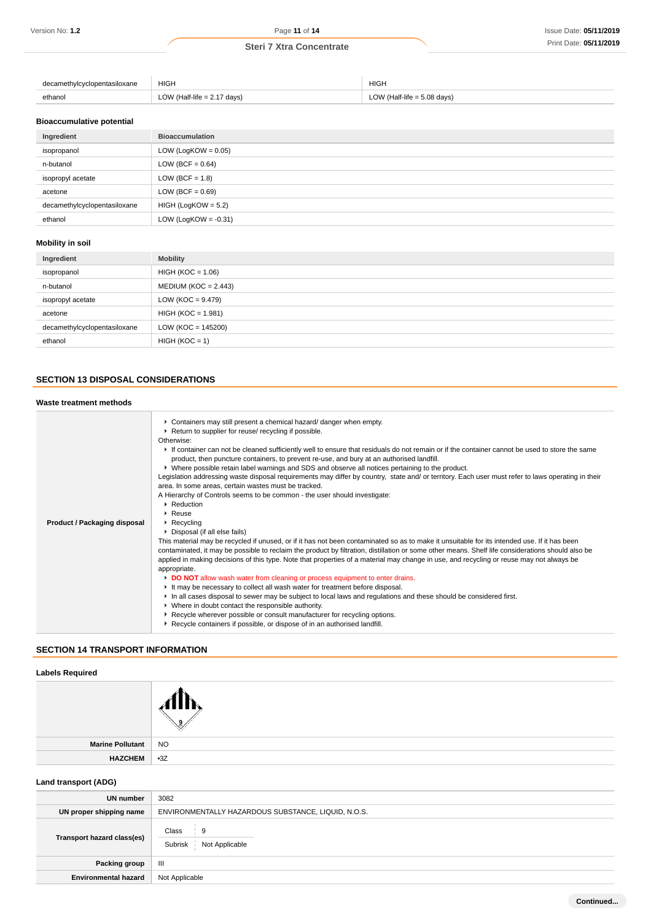| | | |
|---|---|---|
| decamethylcyclopentasiloxane | HIGH | HIGH |
| ethanol | LOW (Half-life = 2.17 days) | LOW (Half-life = 5.08 days) |

### Bioaccumulative potential

| Ingredient | Bioaccumulation |
|---|---|
| isopropanol | LOW (LogKOW = 0.05) |
| n-butanol | LOW (BCF = 0.64) |
| isopropyl acetate | LOW (BCF = 1.8) |
| acetone | LOW (BCF = 0.69) |
| decamethylcyclopentasiloxane | HIGH (LogKOW = 5.2) |
| ethanol | LOW (LogKOW = -0.31) |

### Mobility in soil

| Ingredient | Mobility |
|---|---|
| isopropanol | HIGH (KOC = 1.06) |
| n-butanol | MEDIUM (KOC = 2.443) |
| isopropyl acetate | LOW (KOC = 9.479) |
| acetone | HIGH (KOC = 1.981) |
| decamethylcyclopentasiloxane | LOW (KOC = 145200) |
| ethanol | HIGH (KOC = 1) |

## SECTION 13 DISPOSAL CONSIDERATIONS

### Waste treatment methods

**Product / Packaging disposal**

- Containers may still present a chemical hazard/ danger when empty.
- Return to supplier for reuse/ recycling if possible.

Otherwise:

- If container can not be cleaned sufficiently well to ensure that residuals do not remain or if the container cannot be used to store the same product, then puncture containers, to prevent re-use, and bury at an authorised landfill.
- Where possible retain label warnings and SDS and observe all notices pertaining to the product.

Legislation addressing waste disposal requirements may differ by country, state and/ or territory. Each user must refer to laws operating in their area. In some areas, certain wastes must be tracked.

A Hierarchy of Controls seems to be common - the user should investigate:

- Reduction
- Reuse
- Recycling
- Disposal (if all else fails)

This material may be recycled if unused, or if it has not been contaminated so as to make it unsuitable for its intended use. If it has been contaminated, it may be possible to reclaim the product by filtration, distillation or some other means. Shelf life considerations should also be applied in making decisions of this type. Note that properties of a material may change in use, and recycling or reuse may not always be appropriate.

- **DO NOT** allow wash water from cleaning or process equipment to enter drains.
- It may be necessary to collect all wash water for treatment before disposal.
- In all cases disposal to sewer may be subject to local laws and regulations and these should be considered first.
- Where in doubt contact the responsible authority.
- Recycle wherever possible or consult manufacturer for recycling options.
- Recycle containers if possible, or dispose of in an authorised landfill.

## SECTION 14 TRANSPORT INFORMATION

### Labels Required

| | |
|---|---|
| | 9 |
| **Marine Pollutant** | NO |
| **HAZCHEM** | •3Z |

### Land transport (ADG)

| | |
|---|---|
| **UN number** | 3082 |
| **UN proper shipping name** | ENVIRONMENTALLY HAZARDOUS SUBSTANCE, LIQUID, N.O.S. |
| **Transport hazard class(es)** | Class: 9<br>Subrisk: Not Applicable |
| **Packing group** | III |
| **Environmental hazard** | Not Applicable |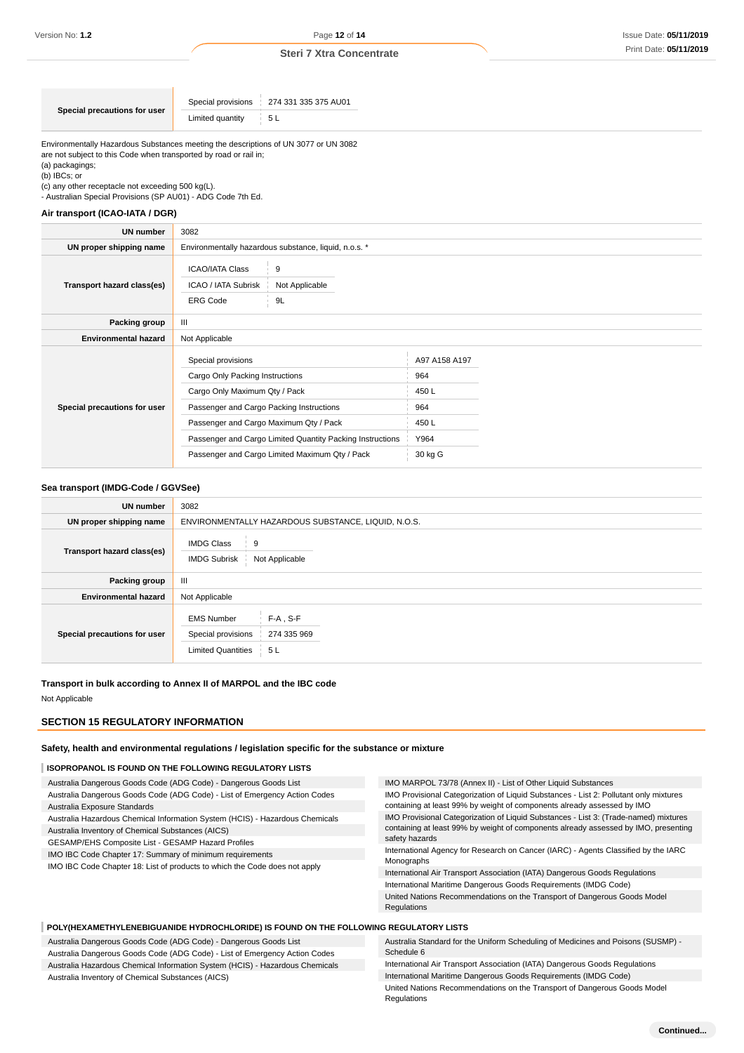| | | |
|---|---|---|
| **Special precautions for user** | Special provisions | 274 331 335 375 AU01 |
| | Limited quantity | 5 L |

Environmentally Hazardous Substances meeting the descriptions of UN 3077 or UN 3082 are not subject to this Code when transported by road or rail in;
(a) packagings;
(b) IBCs; or
(c) any other receptacle not exceeding 500 kg(L).
- Australian Special Provisions (SP AU01) - ADG Code 7th Ed.

### Air transport (ICAO-IATA / DGR)

| | | |
|---|---|---|
| **UN number** | 3082 | |
| **UN proper shipping name** | Environmentally hazardous substance, liquid, n.o.s. * | |
| **Transport hazard class(es)** | ICAO/IATA Class | 9 |
| | ICAO / IATA Subrisk | Not Applicable |
| | ERG Code | 9L |
| **Packing group** | III | |
| **Environmental hazard** | Not Applicable | |
| **Special precautions for user** | Special provisions | A97 A158 A197 |
| | Cargo Only Packing Instructions | 964 |
| | Cargo Only Maximum Qty / Pack | 450 L |
| | Passenger and Cargo Packing Instructions | 964 |
| | Passenger and Cargo Maximum Qty / Pack | 450 L |
| | Passenger and Cargo Limited Quantity Packing Instructions | Y964 |
| | Passenger and Cargo Limited Maximum Qty / Pack | 30 kg G |

### Sea transport (IMDG-Code / GGVSee)

| | | |
|---|---|---|
| **UN number** | 3082 | |
| **UN proper shipping name** | ENVIRONMENTALLY HAZARDOUS SUBSTANCE, LIQUID, N.O.S. | |
| **Transport hazard class(es)** | IMDG Class | 9 |
| | IMDG Subrisk | Not Applicable |
| **Packing group** | III | |
| **Environmental hazard** | Not Applicable | |
| **Special precautions for user** | EMS Number | F-A , S-F |
| | Special provisions | 274 335 969 |
| | Limited Quantities | 5 L |

### Transport in bulk according to Annex II of MARPOL and the IBC code

Not Applicable

## SECTION 15 REGULATORY INFORMATION

### Safety, health and environmental regulations / legislation specific for the substance or mixture

#### ISOPROPANOL IS FOUND ON THE FOLLOWING REGULATORY LISTS

- Australia Dangerous Goods Code (ADG Code) - Dangerous Goods List
- Australia Dangerous Goods Code (ADG Code) - List of Emergency Action Codes
- Australia Exposure Standards
- Australia Hazardous Chemical Information System (HCIS) - Hazardous Chemicals
- Australia Inventory of Chemical Substances (AICS)
- GESAMP/EHS Composite List - GESAMP Hazard Profiles
- IMO IBC Code Chapter 17: Summary of minimum requirements
- IMO IBC Code Chapter 18: List of products to which the Code does not apply
- IMO MARPOL 73/78 (Annex II) - List of Other Liquid Substances
- IMO Provisional Categorization of Liquid Substances - List 2: Pollutant only mixtures containing at least 99% by weight of components already assessed by IMO
- IMO Provisional Categorization of Liquid Substances - List 3: (Trade-named) mixtures containing at least 99% by weight of components already assessed by IMO, presenting safety hazards
- International Agency for Research on Cancer (IARC) - Agents Classified by the IARC Monographs
- International Air Transport Association (IATA) Dangerous Goods Regulations
- International Maritime Dangerous Goods Requirements (IMDG Code)
- United Nations Recommendations on the Transport of Dangerous Goods Model Regulations

#### POLY(HEXAMETHYLENEBIGUANIDE HYDROCHLORIDE) IS FOUND ON THE FOLLOWING REGULATORY LISTS

- Australia Dangerous Goods Code (ADG Code) - Dangerous Goods List
- Australia Dangerous Goods Code (ADG Code) - List of Emergency Action Codes
- Australia Hazardous Chemical Information System (HCIS) - Hazardous Chemicals
- Australia Inventory of Chemical Substances (AICS)
- Australia Standard for the Uniform Scheduling of Medicines and Poisons (SUSMP) - Schedule 6
- International Air Transport Association (IATA) Dangerous Goods Regulations
- International Maritime Dangerous Goods Requirements (IMDG Code)
- United Nations Recommendations on the Transport of Dangerous Goods Model Regulations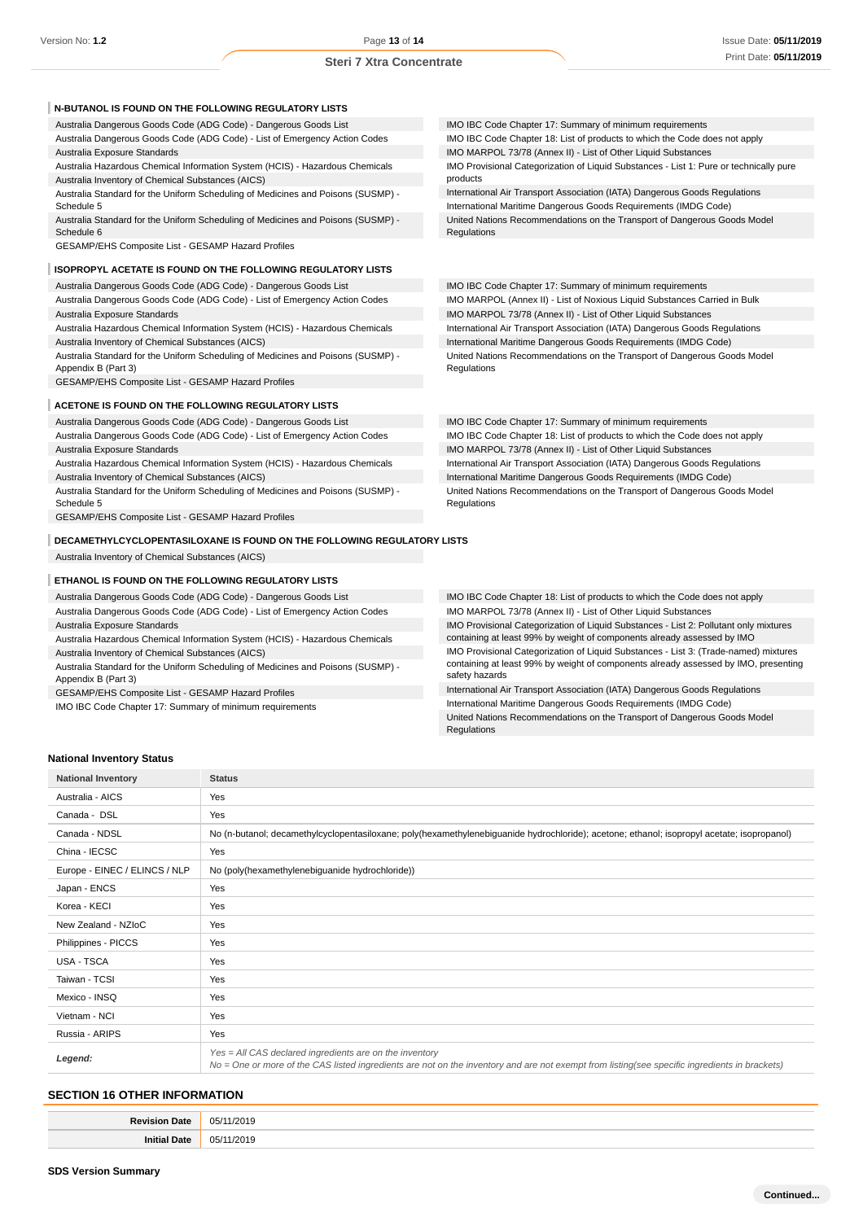### N-BUTANOL IS FOUND ON THE FOLLOWING REGULATORY LISTS

| | |
|---|---|
| Australia Dangerous Goods Code (ADG Code) - Dangerous Goods List | IMO IBC Code Chapter 17: Summary of minimum requirements |
| Australia Dangerous Goods Code (ADG Code) - List of Emergency Action Codes | IMO IBC Code Chapter 18: List of products to which the Code does not apply |
| Australia Exposure Standards | IMO MARPOL 73/78 (Annex II) - List of Other Liquid Substances |
| Australia Hazardous Chemical Information System (HCIS) - Hazardous Chemicals | IMO Provisional Categorization of Liquid Substances - List 1: Pure or technically pure products |
| Australia Inventory of Chemical Substances (AICS) | International Air Transport Association (IATA) Dangerous Goods Regulations |
| Australia Standard for the Uniform Scheduling of Medicines and Poisons (SUSMP) - Schedule 5 | International Maritime Dangerous Goods Requirements (IMDG Code) |
| Australia Standard for the Uniform Scheduling of Medicines and Poisons (SUSMP) - Schedule 6 | United Nations Recommendations on the Transport of Dangerous Goods Model Regulations |
| GESAMP/EHS Composite List - GESAMP Hazard Profiles | |

### ISOPROPYL ACETATE IS FOUND ON THE FOLLOWING REGULATORY LISTS

| | |
|---|---|
| Australia Dangerous Goods Code (ADG Code) - Dangerous Goods List | IMO IBC Code Chapter 17: Summary of minimum requirements |
| Australia Dangerous Goods Code (ADG Code) - List of Emergency Action Codes | IMO MARPOL (Annex II) - List of Noxious Liquid Substances Carried in Bulk |
| Australia Exposure Standards | IMO MARPOL 73/78 (Annex II) - List of Other Liquid Substances |
| Australia Hazardous Chemical Information System (HCIS) - Hazardous Chemicals | International Air Transport Association (IATA) Dangerous Goods Regulations |
| Australia Inventory of Chemical Substances (AICS) | International Maritime Dangerous Goods Requirements (IMDG Code) |
| Australia Standard for the Uniform Scheduling of Medicines and Poisons (SUSMP) - Appendix B (Part 3) | United Nations Recommendations on the Transport of Dangerous Goods Model Regulations |
| GESAMP/EHS Composite List - GESAMP Hazard Profiles | |

### ACETONE IS FOUND ON THE FOLLOWING REGULATORY LISTS

| | |
|---|---|
| Australia Dangerous Goods Code (ADG Code) - Dangerous Goods List | IMO IBC Code Chapter 17: Summary of minimum requirements |
| Australia Dangerous Goods Code (ADG Code) - List of Emergency Action Codes | IMO IBC Code Chapter 18: List of products to which the Code does not apply |
| Australia Exposure Standards | IMO MARPOL 73/78 (Annex II) - List of Other Liquid Substances |
| Australia Hazardous Chemical Information System (HCIS) - Hazardous Chemicals | International Air Transport Association (IATA) Dangerous Goods Regulations |
| Australia Inventory of Chemical Substances (AICS) | International Maritime Dangerous Goods Requirements (IMDG Code) |
| Australia Standard for the Uniform Scheduling of Medicines and Poisons (SUSMP) - Schedule 5 | United Nations Recommendations on the Transport of Dangerous Goods Model Regulations |
| GESAMP/EHS Composite List - GESAMP Hazard Profiles | |

### DECAMETHYLCYCLOPENTASILOXANE IS FOUND ON THE FOLLOWING REGULATORY LISTS

Australia Inventory of Chemical Substances (AICS)

### ETHANOL IS FOUND ON THE FOLLOWING REGULATORY LISTS

| | |
|---|---|
| Australia Dangerous Goods Code (ADG Code) - Dangerous Goods List | IMO IBC Code Chapter 18: List of products to which the Code does not apply |
| Australia Dangerous Goods Code (ADG Code) - List of Emergency Action Codes | IMO MARPOL 73/78 (Annex II) - List of Other Liquid Substances |
| Australia Exposure Standards | IMO Provisional Categorization of Liquid Substances - List 2: Pollutant only mixtures containing at least 99% by weight of components already assessed by IMO |
| Australia Hazardous Chemical Information System (HCIS) - Hazardous Chemicals | IMO Provisional Categorization of Liquid Substances - List 3: (Trade-named) mixtures containing at least 99% by weight of components already assessed by IMO, presenting safety hazards |
| Australia Inventory of Chemical Substances (AICS) | International Air Transport Association (IATA) Dangerous Goods Regulations |
| Australia Standard for the Uniform Scheduling of Medicines and Poisons (SUSMP) - Appendix B (Part 3) | International Maritime Dangerous Goods Requirements (IMDG Code) |
| GESAMP/EHS Composite List - GESAMP Hazard Profiles | United Nations Recommendations on the Transport of Dangerous Goods Model Regulations |
| IMO IBC Code Chapter 17: Summary of minimum requirements | |

### National Inventory Status

| National Inventory | Status |
|---|---|
| Australia - AICS | Yes |
| Canada - DSL | Yes |
| Canada - NDSL | No (n-butanol; decamethylcyclopentasiloxane; poly(hexamethylenebiguanide hydrochloride); acetone; ethanol; isopropyl acetate; isopropanol) |
| China - IECSC | Yes |
| Europe - EINEC / ELINCS / NLP | No (poly(hexamethylenebiguanide hydrochloride)) |
| Japan - ENCS | Yes |
| Korea - KECI | Yes |
| New Zealand - NZIoC | Yes |
| Philippines - PICCS | Yes |
| USA - TSCA | Yes |
| Taiwan - TCSI | Yes |
| Mexico - INSQ | Yes |
| Vietnam - NCI | Yes |
| Russia - ARIPS | Yes |
| **Legend:** | *Yes = All CAS declared ingredients are on the inventory*<br>*No = One or more of the CAS listed ingredients are not on the inventory and are not exempt from listing(see specific ingredients in brackets)* |

## SECTION 16 OTHER INFORMATION

| | |
|---|---|
| **Revision Date** | 05/11/2019 |
| **Initial Date** | 05/11/2019 |

### SDS Version Summary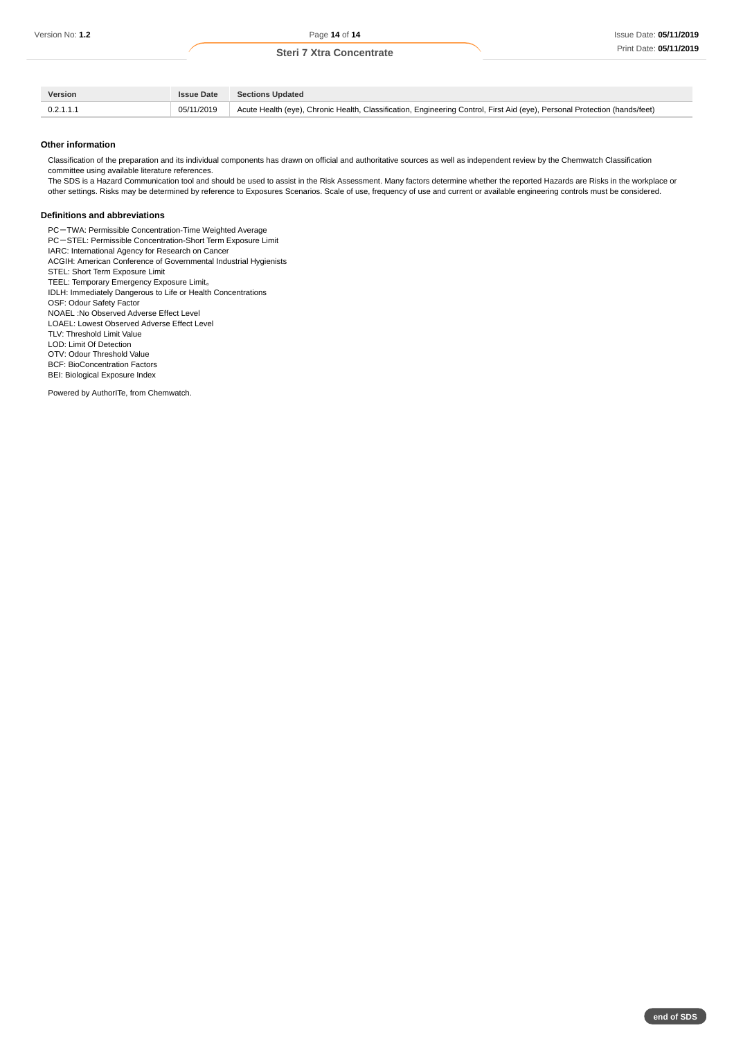| Version | Issue Date | Sections Updated |
| --- | --- | --- |
| 0.2.1.1.1 | 05/11/2019 | Acute Health (eye), Chronic Health, Classification, Engineering Control, First Aid (eye), Personal Protection (hands/feet) |

### Other information

Classification of the preparation and its individual components has drawn on official and authoritative sources as well as independent review by the Chemwatch Classification committee using available literature references.
The SDS is a Hazard Communication tool and should be used to assist in the Risk Assessment. Many factors determine whether the reported Hazards are Risks in the workplace or other settings. Risks may be determined by reference to Exposures Scenarios. Scale of use, frequency of use and current or available engineering controls must be considered.

### Definitions and abbreviations

PC－TWA: Permissible Concentration-Time Weighted Average
PC－STEL: Permissible Concentration-Short Term Exposure Limit
IARC: International Agency for Research on Cancer
ACGIH: American Conference of Governmental Industrial Hygienists
STEL: Short Term Exposure Limit
TEEL: Temporary Emergency Exposure Limit。
IDLH: Immediately Dangerous to Life or Health Concentrations
OSF: Odour Safety Factor
NOAEL :No Observed Adverse Effect Level
LOAEL: Lowest Observed Adverse Effect Level
TLV: Threshold Limit Value
LOD: Limit Of Detection
OTV: Odour Threshold Value
BCF: BioConcentration Factors
BEI: Biological Exposure Index

Powered by AuthorITe, from Chemwatch.

end of SDS